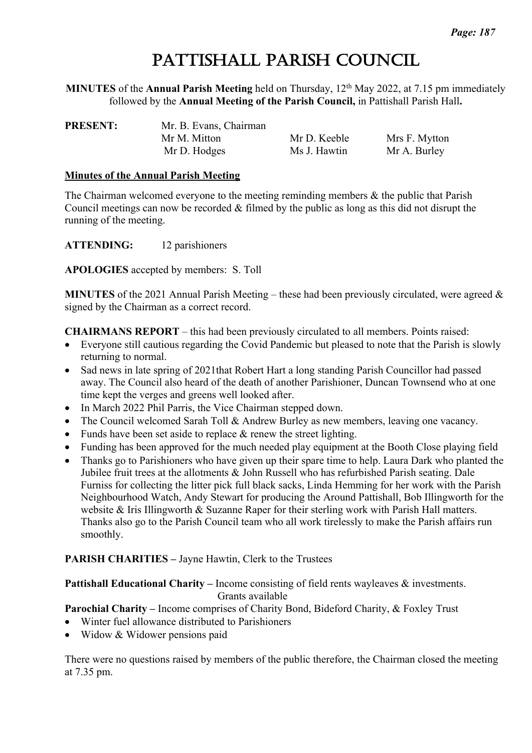# Pattishall Parish Council

**MINUTES** of the **Annual Parish Meeting** held on Thursday, 12th May 2022, at 7.15 pm immediately followed by the **Annual Meeting of the Parish Council,** in Pattishall Parish Hall**.**

| **PRESENT:** | Mr. B. Evans, Chairman | | |
|---|---|---|---|
| | Mr M. Mitton | Mr D. Keeble | Mrs F. Mytton |
| | Mr D. Hodges | Ms J. Hawtin | Mr A. Burley |

**Minutes of the Annual Parish Meeting**

The Chairman welcomed everyone to the meeting reminding members & the public that Parish Council meetings can now be recorded & filmed by the public as long as this did not disrupt the running of the meeting.

**ATTENDING:** 12 parishioners

**APOLOGIES** accepted by members: S. Toll

**MINUTES** of the 2021 Annual Parish Meeting – these had been previously circulated, were agreed & signed by the Chairman as a correct record.

**CHAIRMANS REPORT** – this had been previously circulated to all members. Points raised:

- Everyone still cautious regarding the Covid Pandemic but pleased to note that the Parish is slowly returning to normal.
- Sad news in late spring of 2021that Robert Hart a long standing Parish Councillor had passed away. The Council also heard of the death of another Parishioner, Duncan Townsend who at one time kept the verges and greens well looked after.
- In March 2022 Phil Parris, the Vice Chairman stepped down.
- The Council welcomed Sarah Toll & Andrew Burley as new members, leaving one vacancy.
- Funds have been set aside to replace & renew the street lighting.
- Funding has been approved for the much needed play equipment at the Booth Close playing field
- Thanks go to Parishioners who have given up their spare time to help. Laura Dark who planted the Jubilee fruit trees at the allotments & John Russell who has refurbished Parish seating. Dale Furniss for collecting the litter pick full black sacks, Linda Hemming for her work with the Parish Neighbourhood Watch, Andy Stewart for producing the Around Pattishall, Bob Illingworth for the website & Iris Illingworth & Suzanne Raper for their sterling work with Parish Hall matters. Thanks also go to the Parish Council team who all work tirelessly to make the Parish affairs run smoothly.

**PARISH CHARITIES –** Jayne Hawtin, Clerk to the Trustees

**Pattishall Educational Charity –** Income consisting of field rents wayleaves & investments. Grants available

**Parochial Charity –** Income comprises of Charity Bond, Bideford Charity, & Foxley Trust

- Winter fuel allowance distributed to Parishioners
- Widow & Widower pensions paid

There were no questions raised by members of the public therefore, the Chairman closed the meeting at 7.35 pm.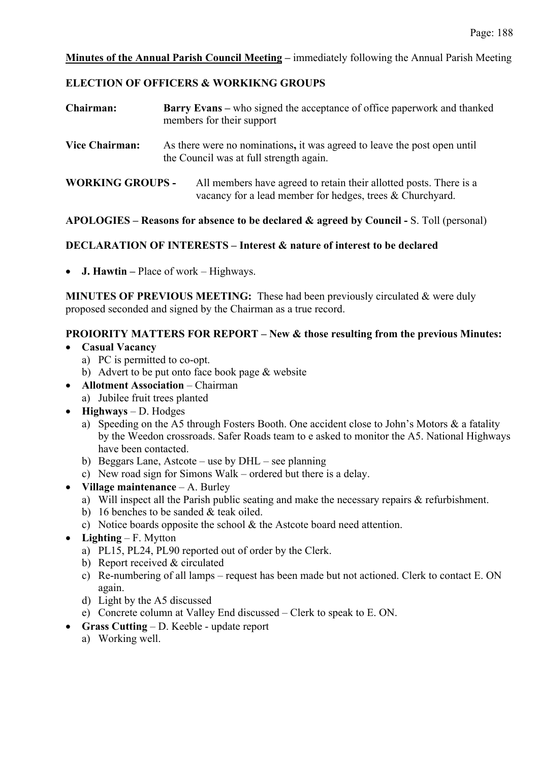**Minutes of the Annual Parish Council Meeting** – immediately following the Annual Parish Meeting

**ELECTION OF OFFICERS & WORKIKNG GROUPS**

**Chairman:** **Barry Evans –** who signed the acceptance of office paperwork and thanked members for their support

**Vice Chairman:** As there were no nominations**,** it was agreed to leave the post open until the Council was at full strength again.

**WORKING GROUPS -** All members have agreed to retain their allotted posts. There is a vacancy for a lead member for hedges, trees & Churchyard.

**APOLOGIES – Reasons for absence to be declared & agreed by Council -** S. Toll (personal)

**DECLARATION OF INTERESTS – Interest & nature of interest to be declared**

- **J. Hawtin –** Place of work – Highways.

**MINUTES OF PREVIOUS MEETING:** These had been previously circulated & were duly proposed seconded and signed by the Chairman as a true record.

**PROIORITY MATTERS FOR REPORT – New & those resulting from the previous Minutes:**

- **Casual Vacancy**
  a) PC is permitted to co-opt.
  b) Advert to be put onto face book page & website
- **Allotment Association** – Chairman
  a) Jubilee fruit trees planted
- **Highways** – D. Hodges
  a) Speeding on the A5 through Fosters Booth. One accident close to John's Motors & a fatality by the Weedon crossroads. Safer Roads team to e asked to monitor the A5. National Highways have been contacted.
  b) Beggars Lane, Astcote – use by DHL – see planning
  c) New road sign for Simons Walk – ordered but there is a delay.
- **Village maintenance** – A. Burley
  a) Will inspect all the Parish public seating and make the necessary repairs & refurbishment.
  b) 16 benches to be sanded & teak oiled.
  c) Notice boards opposite the school & the Astcote board need attention.
- **Lighting** – F. Mytton
  a) PL15, PL24, PL90 reported out of order by the Clerk.
  b) Report received & circulated
  c) Re-numbering of all lamps – request has been made but not actioned. Clerk to contact E. ON again.
  d) Light by the A5 discussed
  e) Concrete column at Valley End discussed – Clerk to speak to E. ON.
- **Grass Cutting** – D. Keeble - update report
  a) Working well.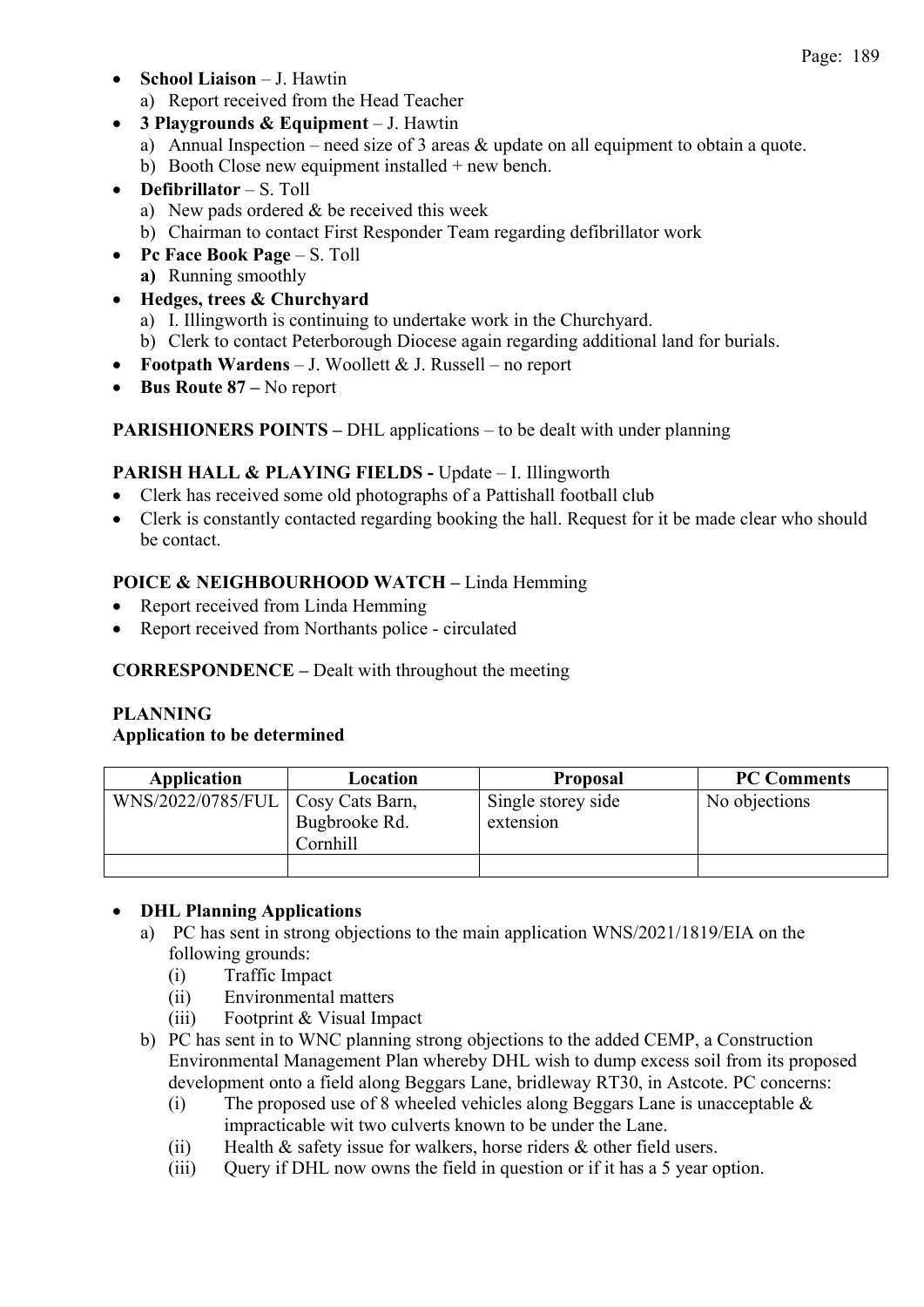- **School Liaison** – J. Hawtin
  a) Report received from the Head Teacher
- **3 Playgrounds & Equipment** – J. Hawtin
  a) Annual Inspection – need size of 3 areas & update on all equipment to obtain a quote.
  b) Booth Close new equipment installed + new bench.
- **Defibrillator** – S. Toll
  a) New pads ordered & be received this week
  b) Chairman to contact First Responder Team regarding defibrillator work
- **Pc Face Book Page** – S. Toll
  **a)** Running smoothly
- **Hedges, trees & Churchyard**
  a) I. Illingworth is continuing to undertake work in the Churchyard.
  b) Clerk to contact Peterborough Diocese again regarding additional land for burials.
- **Footpath Wardens** – J. Woollett & J. Russell – no report
- **Bus Route 87 –** No report

**PARISHIONERS POINTS –** DHL applications – to be dealt with under planning

**PARISH HALL & PLAYING FIELDS -** Update – I. Illingworth

- Clerk has received some old photographs of a Pattishall football club
- Clerk is constantly contacted regarding booking the hall. Request for it be made clear who should be contact.

**POICE & NEIGHBOURHOOD WATCH –** Linda Hemming

- Report received from Linda Hemming
- Report received from Northants police - circulated

**CORRESPONDENCE –** Dealt with throughout the meeting

**PLANNING**
**Application to be determined**

| Application | Location | Proposal | PC Comments |
|---|---|---|---|
| WNS/2022/0785/FUL | Cosy Cats Barn, Bugbrooke Rd. Cornhill | Single storey side extension | No objections |
| | | | |

- **DHL Planning Applications**
  a) PC has sent in strong objections to the main application WNS/2021/1819/EIA on the following grounds:
     (i) Traffic Impact
     (ii) Environmental matters
     (iii) Footprint & Visual Impact
  b) PC has sent in to WNC planning strong objections to the added CEMP, a Construction Environmental Management Plan whereby DHL wish to dump excess soil from its proposed development onto a field along Beggars Lane, bridleway RT30, in Astcote. PC concerns:
     (i) The proposed use of 8 wheeled vehicles along Beggars Lane is unacceptable & impracticable wit two culverts known to be under the Lane.
     (ii) Health & safety issue for walkers, horse riders & other field users.
     (iii) Query if DHL now owns the field in question or if it has a 5 year option.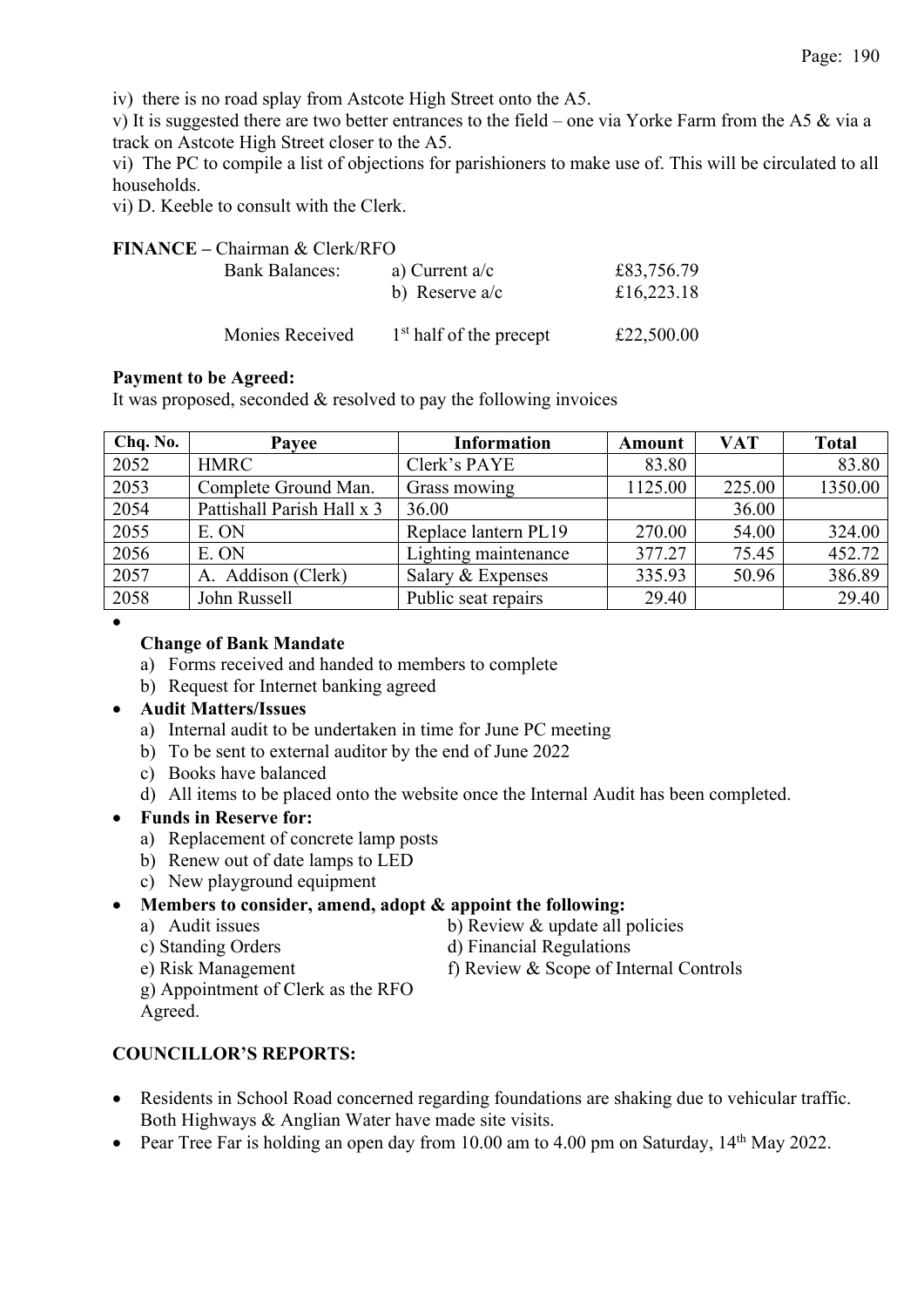iv) there is no road splay from Astcote High Street onto the A5.

v) It is suggested there are two better entrances to the field – one via Yorke Farm from the A5 & via a track on Astcote High Street closer to the A5.

vi) The PC to compile a list of objections for parishioners to make use of. This will be circulated to all households.

vi) D. Keeble to consult with the Clerk.

**FINANCE –** Chairman & Clerk/RFO

| | | |
|---|---|---|
| Bank Balances: | a) Current a/c | £83,756.79 |
| | b) Reserve a/c | £16,223.18 |
| Monies Received | 1st half of the precept | £22,500.00 |

**Payment to be Agreed:**

It was proposed, seconded & resolved to pay the following invoices

| Chq. No. | Payee | Information | Amount | VAT | Total |
|---|---|---|---|---|---|
| 2052 | HMRC | Clerk's PAYE | 83.80 | | 83.80 |
| 2053 | Complete Ground Man. | Grass mowing | 1125.00 | 225.00 | 1350.00 |
| 2054 | Pattishall Parish Hall x 3 | 36.00 | | 36.00 | |
| 2055 | E. ON | Replace lantern PL19 | 270.00 | 54.00 | 324.00 |
| 2056 | E. ON | Lighting maintenance | 377.27 | 75.45 | 452.72 |
| 2057 | A. Addison (Clerk) | Salary & Expenses | 335.93 | 50.96 | 386.89 |
| 2058 | John Russell | Public seat repairs | 29.40 | | 29.40 |

- **Change of Bank Mandate**
  a) Forms received and handed to members to complete
  b) Request for Internet banking agreed
- **Audit Matters/Issues**
  a) Internal audit to be undertaken in time for June PC meeting
  b) To be sent to external auditor by the end of June 2022
  c) Books have balanced
  d) All items to be placed onto the website once the Internal Audit has been completed.
- **Funds in Reserve for:**
  a) Replacement of concrete lamp posts
  b) Renew out of date lamps to LED
  c) New playground equipment
- **Members to consider, amend, adopt & appoint the following:**
  a) Audit issues
  b) Review & update all policies
  c) Standing Orders
  d) Financial Regulations
  e) Risk Management
  f) Review & Scope of Internal Controls
  g) Appointment of Clerk as the RFO
  Agreed.

**COUNCILLOR'S REPORTS:**

- Residents in School Road concerned regarding foundations are shaking due to vehicular traffic. Both Highways & Anglian Water have made site visits.
- Pear Tree Far is holding an open day from 10.00 am to 4.00 pm on Saturday, 14th May 2022.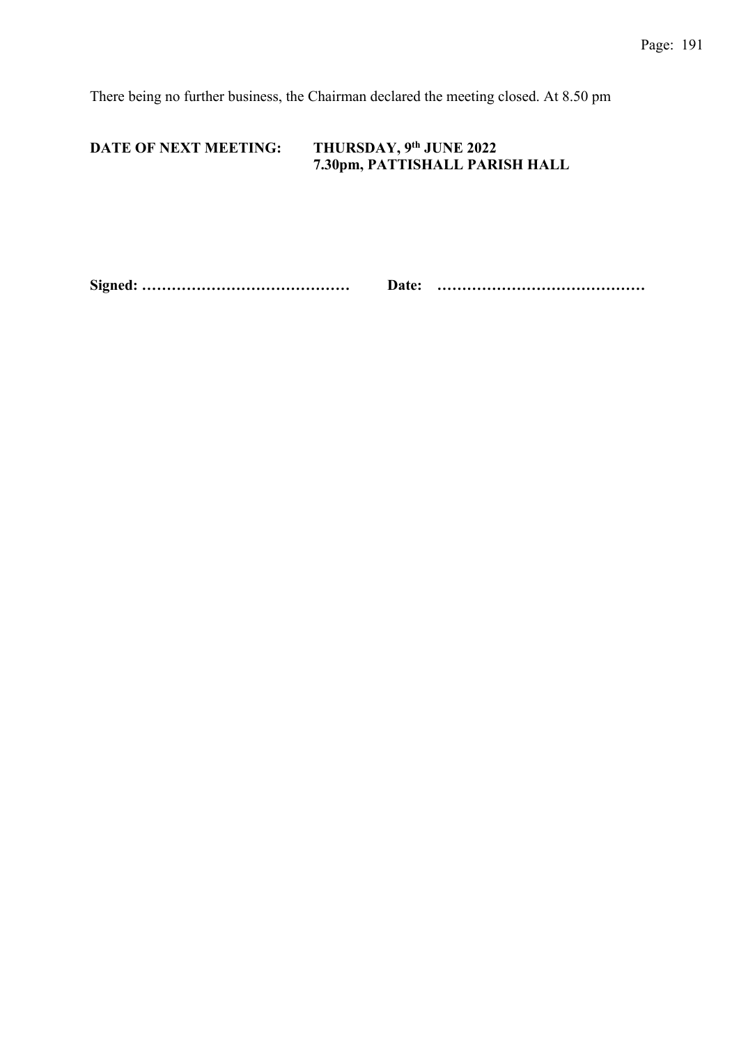There being no further business, the Chairman declared the meeting closed. At 8.50 pm

**DATE OF NEXT MEETING:** **THURSDAY, 9th JUNE 2022**
**7.30pm, PATTISHALL PARISH HALL**

**Signed: ……………………………………** **Date: ……………………………………**